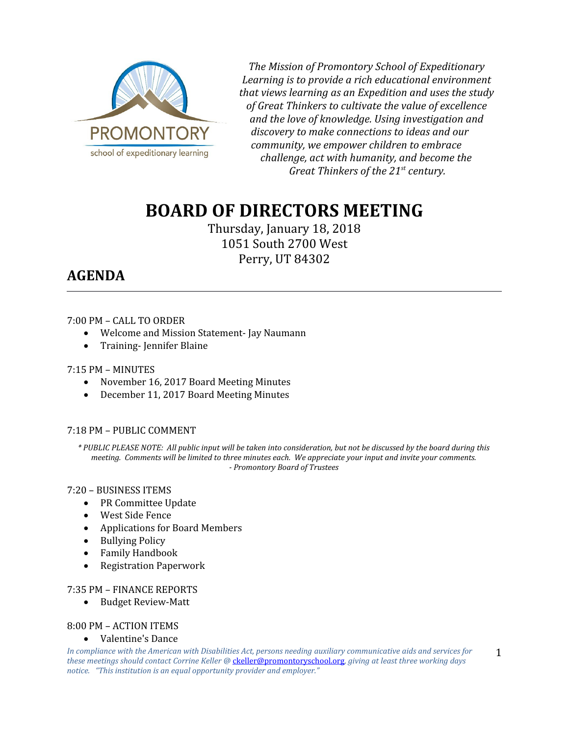PROMONTORY
school of expeditionary learning

*The Mission of Promontory School of Expeditionary Learning is to provide a rich educational environment that views learning as an Expedition and uses the study of Great Thinkers to cultivate the value of excellence and the love of knowledge. Using investigation and discovery to make connections to ideas and our community, we empower children to embrace challenge, act with humanity, and become the Great Thinkers of the 21st century.*

# BOARD OF DIRECTORS MEETING

Thursday, January 18, 2018
1051 South 2700 West
Perry, UT 84302

## AGENDA

---

7:00 PM – CALL TO ORDER

- Welcome and Mission Statement- Jay Naumann
- Training- Jennifer Blaine

7:15 PM – MINUTES

- November 16, 2017 Board Meeting Minutes
- December 11, 2017 Board Meeting Minutes

7:18 PM – PUBLIC COMMENT

*\* PUBLIC PLEASE NOTE: All public input will be taken into consideration, but not be discussed by the board during this meeting. Comments will be limited to three minutes each. We appreciate your input and invite your comments. - Promontory Board of Trustees*

7:20 – BUSINESS ITEMS

- PR Committee Update
- West Side Fence
- Applications for Board Members
- Bullying Policy
- Family Handbook
- Registration Paperwork

7:35 PM – FINANCE REPORTS

- Budget Review-Matt

8:00 PM – ACTION ITEMS

- Valentine's Dance

*In compliance with the American with Disabilities Act, persons needing auxiliary communicative aids and services for these meetings should contact Corrine Keller @ ckeller@promontoryschool.org, giving at least three working days notice. "This institution is an equal opportunity provider and employer."*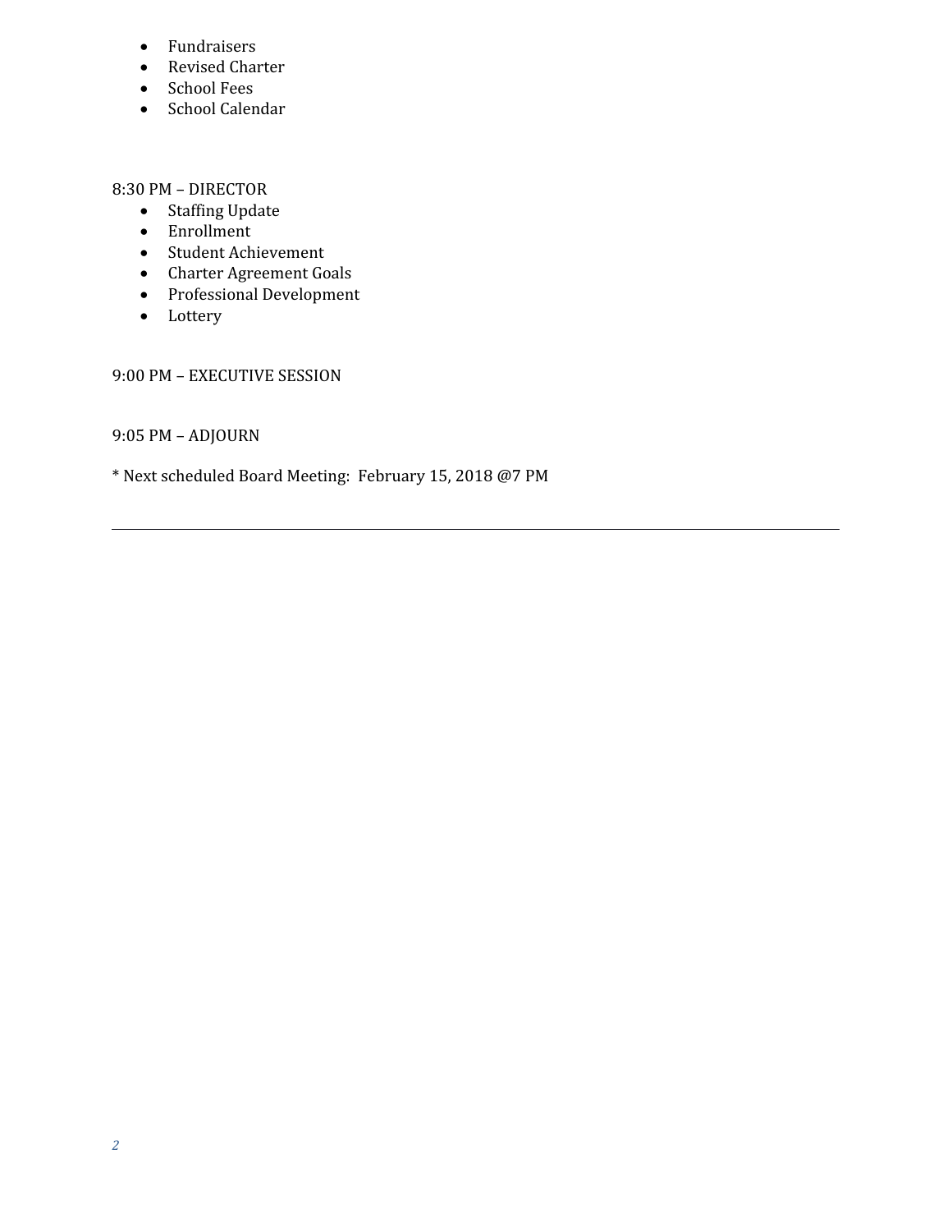- Fundraisers
- Revised Charter
- School Fees
- School Calendar

8:30 PM – DIRECTOR

- Staffing Update
- Enrollment
- Student Achievement
- Charter Agreement Goals
- Professional Development
- Lottery

9:00 PM – EXECUTIVE SESSION

9:05 PM – ADJOURN

* Next scheduled Board Meeting: February 15, 2018 @7 PM

---